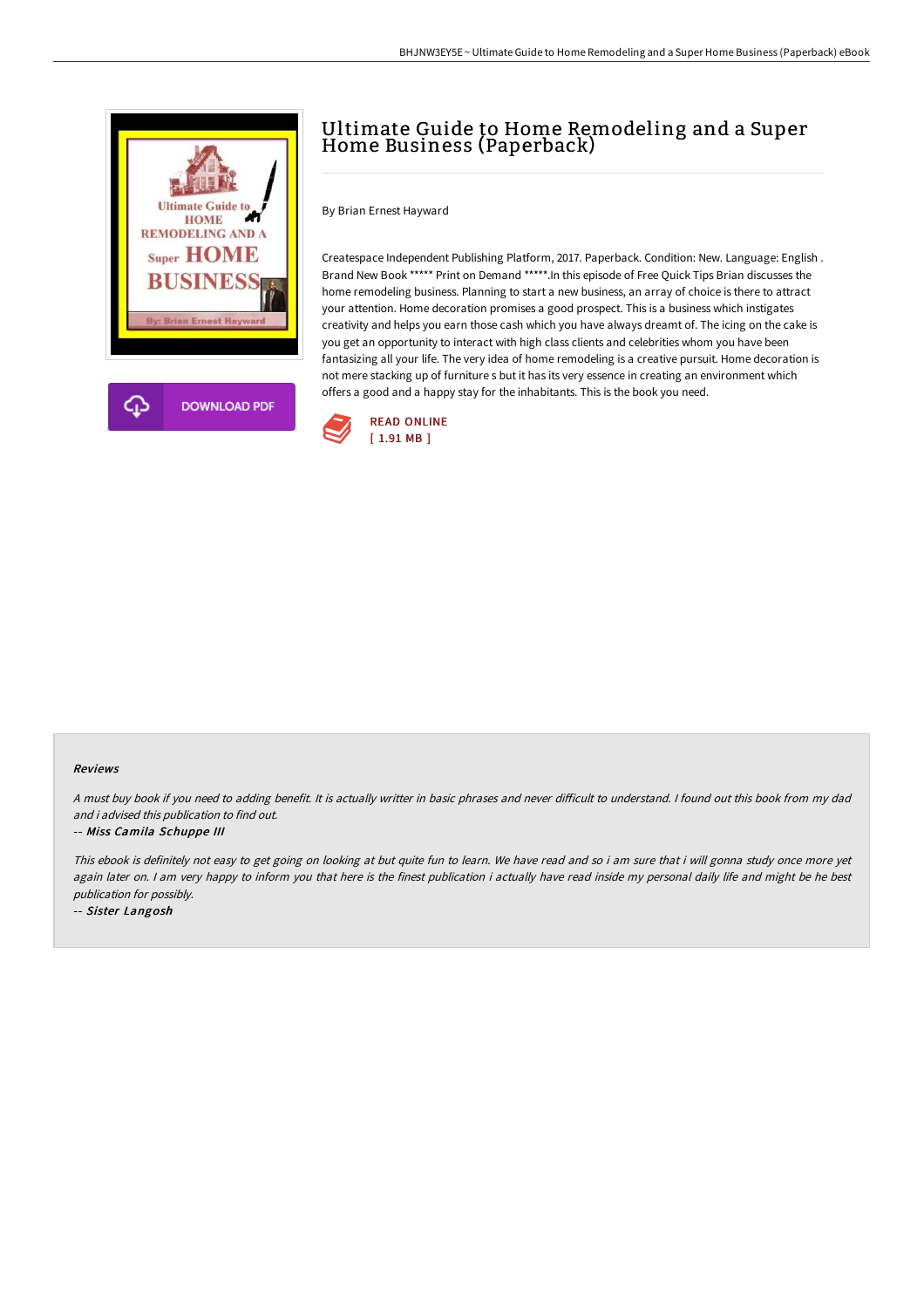# Ultimate Guide to Home Remodeling and a Super Home Business (Paperback)

By Brian Ernest Hayward

Createspace Independent Publishing Platform, 2017. Paperback. Condition: New. Language: English . Brand New Book ***** Print on Demand *****.In this episode of Free Quick Tips Brian discusses the home remodeling business. Planning to start a new business, an array of choice is there to attract your attention. Home decoration promises a good prospect. This is a business which instigates creativity and helps you earn those cash which you have always dreamt of. The icing on the cake is you get an opportunity to interact with high class clients and celebrities whom you have been fantasizing all your life. The very idea of home remodeling is a creative pursuit. Home decoration is not mere stacking up of furniture s but it has its very essence in creating an environment which offers a good and a happy stay for the inhabitants. This is the book you need.

READ ONLINE
[ 1.91 MB ]

DOWNLOAD PDF

#### Reviews

*A must buy book if you need to adding benefit. It is actually writter in basic phrases and never difficult to understand. I found out this book from my dad and i advised this publication to find out.*

-- *Miss Camila Schuppe III*

*This ebook is definitely not easy to get going on looking at but quite fun to learn. We have read and so i am sure that i will gonna study once more yet again later on. I am very happy to inform you that here is the finest publication i actually have read inside my personal daily life and might be he best publication for possibly.*

-- *Sister Langosh*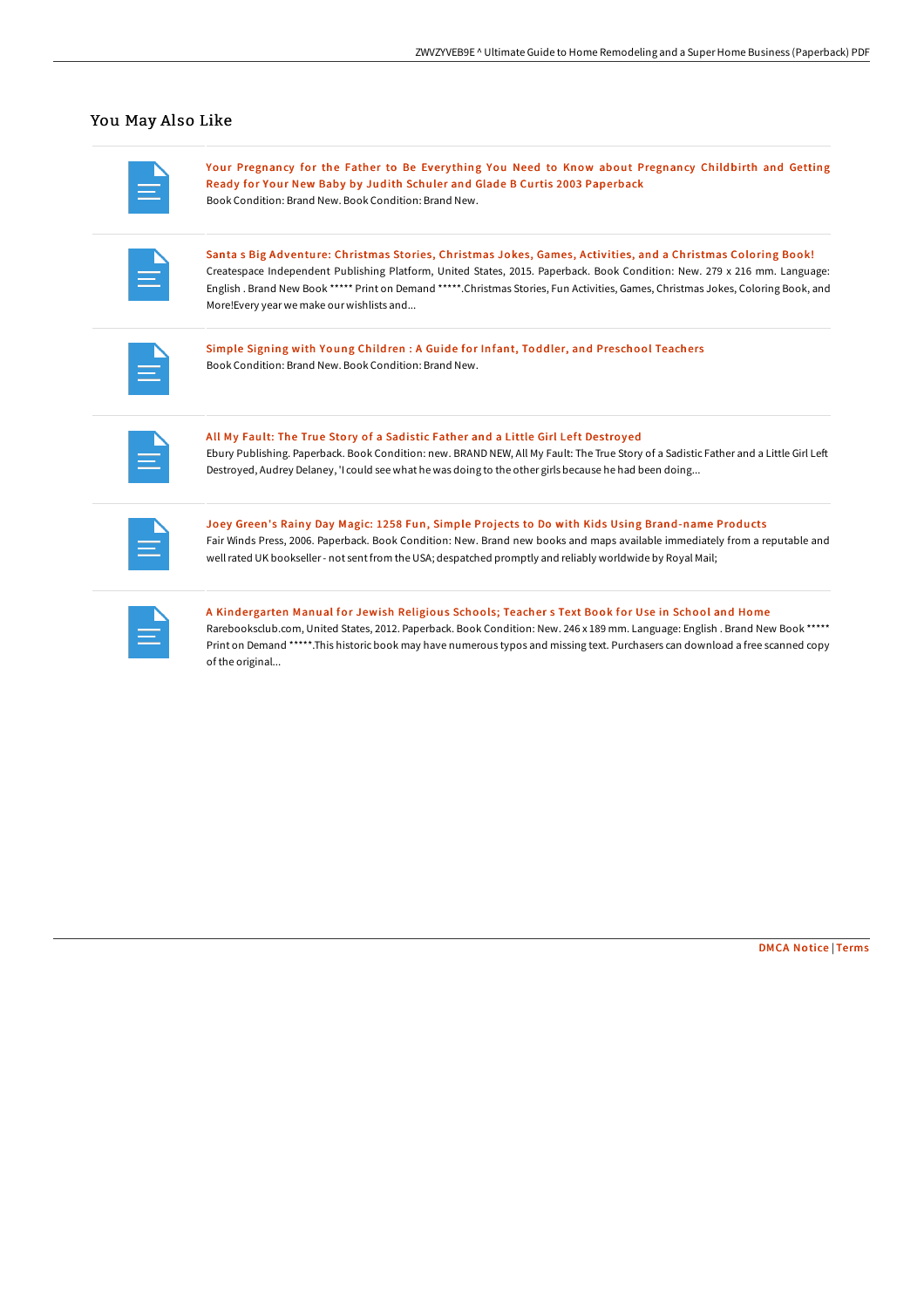## You May Also Like

**Your Pregnancy for the Father to Be Everything You Need to Know about Pregnancy Childbirth and Getting Ready for Your New Baby by Judith Schuler and Glade B Curtis 2003 Paperback**
Book Condition: Brand New. Book Condition: Brand New.

**Santa s Big Adventure: Christmas Stories, Christmas Jokes, Games, Activities, and a Christmas Coloring Book!**
Createspace Independent Publishing Platform, United States, 2015. Paperback. Book Condition: New. 279 x 216 mm. Language: English . Brand New Book ***** Print on Demand *****.Christmas Stories, Fun Activities, Games, Christmas Jokes, Coloring Book, and More!Every year we make our wishlists and...

**Simple Signing with Young Children : A Guide for Infant, Toddler, and Preschool Teachers**
Book Condition: Brand New. Book Condition: Brand New.

**All My Fault: The True Story of a Sadistic Father and a Little Girl Left Destroyed**
Ebury Publishing. Paperback. Book Condition: new. BRAND NEW, All My Fault: The True Story of a Sadistic Father and a Little Girl Left Destroyed, Audrey Delaney, 'I could see what he was doing to the other girls because he had been doing...

**Joey Green's Rainy Day Magic: 1258 Fun, Simple Projects to Do with Kids Using Brand-name Products**
Fair Winds Press, 2006. Paperback. Book Condition: New. Brand new books and maps available immediately from a reputable and well rated UK bookseller - not sent from the USA; despatched promptly and reliably worldwide by Royal Mail;

**A Kindergarten Manual for Jewish Religious Schools; Teacher s Text Book for Use in School and Home**
Rarebooksclub.com, United States, 2012. Paperback. Book Condition: New. 246 x 189 mm. Language: English . Brand New Book ***** Print on Demand *****.This historic book may have numerous typos and missing text. Purchasers can download a free scanned copy of the original...